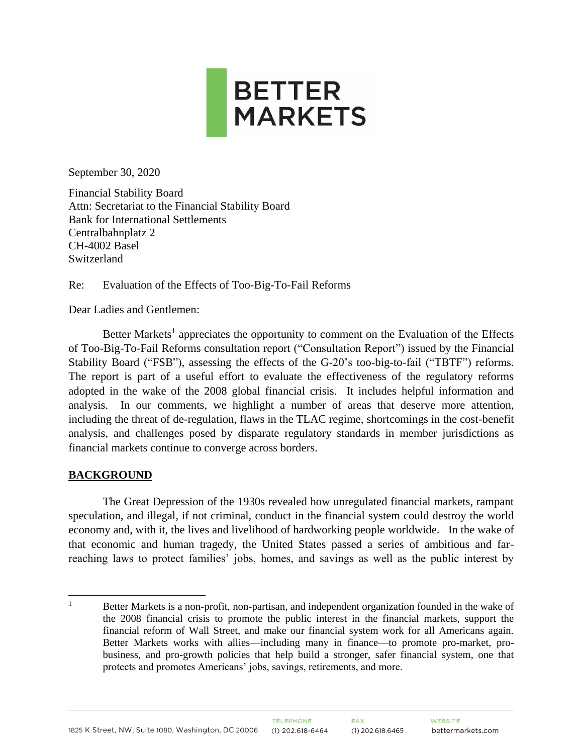BETTER MARKETS

September 30, 2020

Financial Stability Board
Attn: Secretariat to the Financial Stability Board
Bank for International Settlements
Centralbahnplatz 2
CH-4002 Basel
Switzerland

Re: Evaluation of the Effects of Too-Big-To-Fail Reforms

Dear Ladies and Gentlemen:

Better Markets[1] appreciates the opportunity to comment on the Evaluation of the Effects of Too-Big-To-Fail Reforms consultation report ("Consultation Report") issued by the Financial Stability Board ("FSB"), assessing the effects of the G-20's too-big-to-fail ("TBTF") reforms. The report is part of a useful effort to evaluate the effectiveness of the regulatory reforms adopted in the wake of the 2008 global financial crisis. It includes helpful information and analysis. In our comments, we highlight a number of areas that deserve more attention, including the threat of de-regulation, flaws in the TLAC regime, shortcomings in the cost-benefit analysis, and challenges posed by disparate regulatory standards in member jurisdictions as financial markets continue to converge across borders.

## BACKGROUND

The Great Depression of the 1930s revealed how unregulated financial markets, rampant speculation, and illegal, if not criminal, conduct in the financial system could destroy the world economy and, with it, the lives and livelihood of hardworking people worldwide. In the wake of that economic and human tragedy, the United States passed a series of ambitious and far-reaching laws to protect families' jobs, homes, and savings as well as the public interest by

[1] Better Markets is a non-profit, non-partisan, and independent organization founded in the wake of the 2008 financial crisis to promote the public interest in the financial markets, support the financial reform of Wall Street, and make our financial system work for all Americans again. Better Markets works with allies—including many in finance—to promote pro-market, pro-business, and pro-growth policies that help build a stronger, safer financial system, one that protects and promotes Americans' jobs, savings, retirements, and more.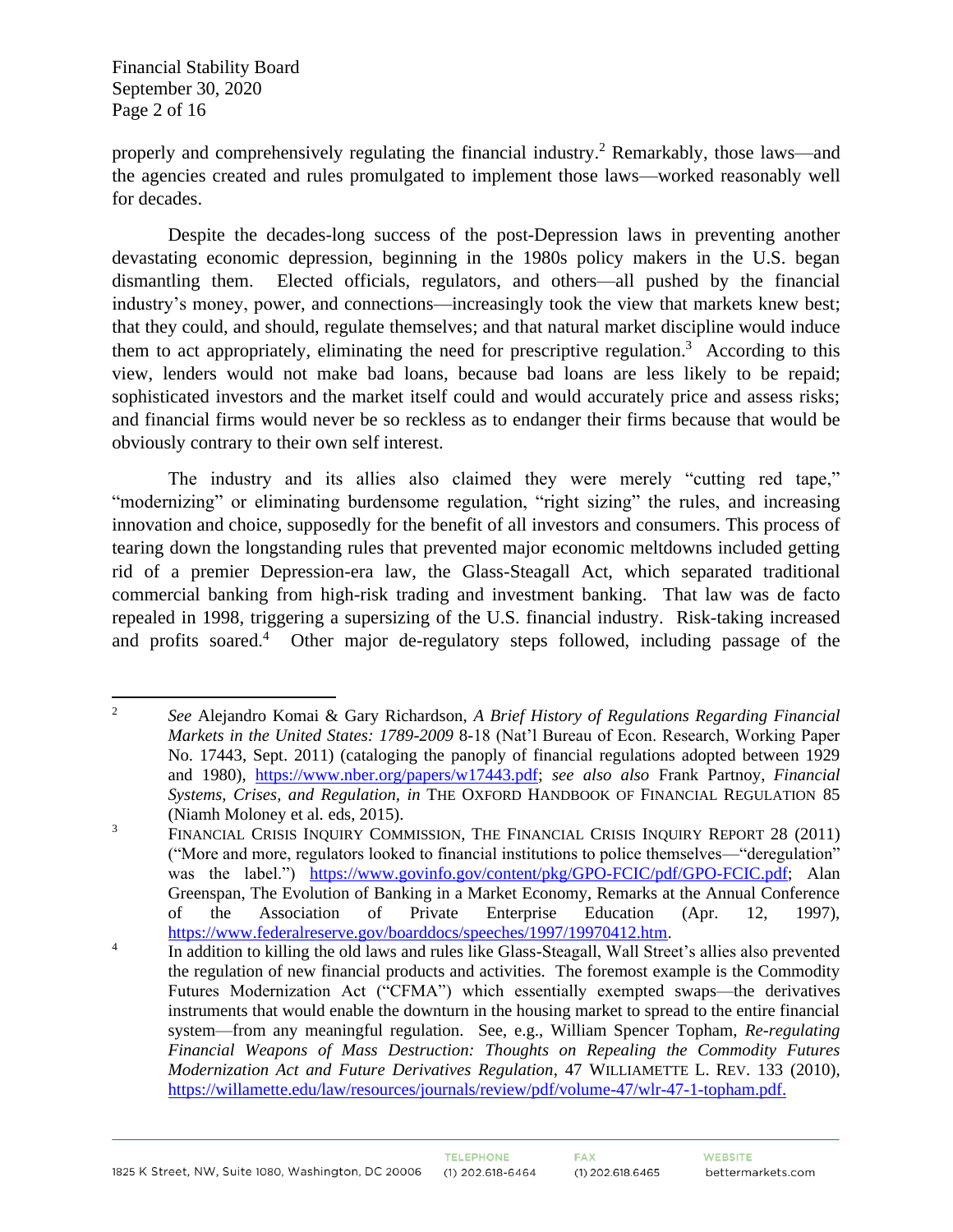properly and comprehensively regulating the financial industry.[2] Remarkably, those laws—and the agencies created and rules promulgated to implement those laws—worked reasonably well for decades.

Despite the decades-long success of the post-Depression laws in preventing another devastating economic depression, beginning in the 1980s policy makers in the U.S. began dismantling them. Elected officials, regulators, and others—all pushed by the financial industry's money, power, and connections—increasingly took the view that markets knew best; that they could, and should, regulate themselves; and that natural market discipline would induce them to act appropriately, eliminating the need for prescriptive regulation.[3] According to this view, lenders would not make bad loans, because bad loans are less likely to be repaid; sophisticated investors and the market itself could and would accurately price and assess risks; and financial firms would never be so reckless as to endanger their firms because that would be obviously contrary to their own self interest.

The industry and its allies also claimed they were merely "cutting red tape," "modernizing" or eliminating burdensome regulation, "right sizing" the rules, and increasing innovation and choice, supposedly for the benefit of all investors and consumers. This process of tearing down the longstanding rules that prevented major economic meltdowns included getting rid of a premier Depression-era law, the Glass-Steagall Act, which separated traditional commercial banking from high-risk trading and investment banking. That law was de facto repealed in 1998, triggering a supersizing of the U.S. financial industry. Risk-taking increased and profits soared.[4] Other major de-regulatory steps followed, including passage of the

---

[2] *See* Alejandro Komai & Gary Richardson, *A Brief History of Regulations Regarding Financial Markets in the United States: 1789-2009* 8-18 (Nat'l Bureau of Econ. Research, Working Paper No. 17443, Sept. 2011) (cataloging the panoply of financial regulations adopted between 1929 and 1980), https://www.nber.org/papers/w17443.pdf; *see also also* Frank Partnoy, *Financial Systems, Crises, and Regulation, in* THE OXFORD HANDBOOK OF FINANCIAL REGULATION 85 (Niamh Moloney et al. eds, 2015).

[3] FINANCIAL CRISIS INQUIRY COMMISSION, THE FINANCIAL CRISIS INQUIRY REPORT 28 (2011) ("More and more, regulators looked to financial institutions to police themselves—"deregulation" was the label.") https://www.govinfo.gov/content/pkg/GPO-FCIC/pdf/GPO-FCIC.pdf; Alan Greenspan, The Evolution of Banking in a Market Economy, Remarks at the Annual Conference of the Association of Private Enterprise Education (Apr. 12, 1997), https://www.federalreserve.gov/boarddocs/speeches/1997/19970412.htm.

[4] In addition to killing the old laws and rules like Glass-Steagall, Wall Street's allies also prevented the regulation of new financial products and activities. The foremost example is the Commodity Futures Modernization Act ("CFMA") which essentially exempted swaps—the derivatives instruments that would enable the downturn in the housing market to spread to the entire financial system—from any meaningful regulation. See, e.g., William Spencer Topham, *Re-regulating Financial Weapons of Mass Destruction: Thoughts on Repealing the Commodity Futures Modernization Act and Future Derivatives Regulation*, 47 WILLIAMETTE L. REV. 133 (2010), https://willamette.edu/law/resources/journals/review/pdf/volume-47/wlr-47-1-topham.pdf.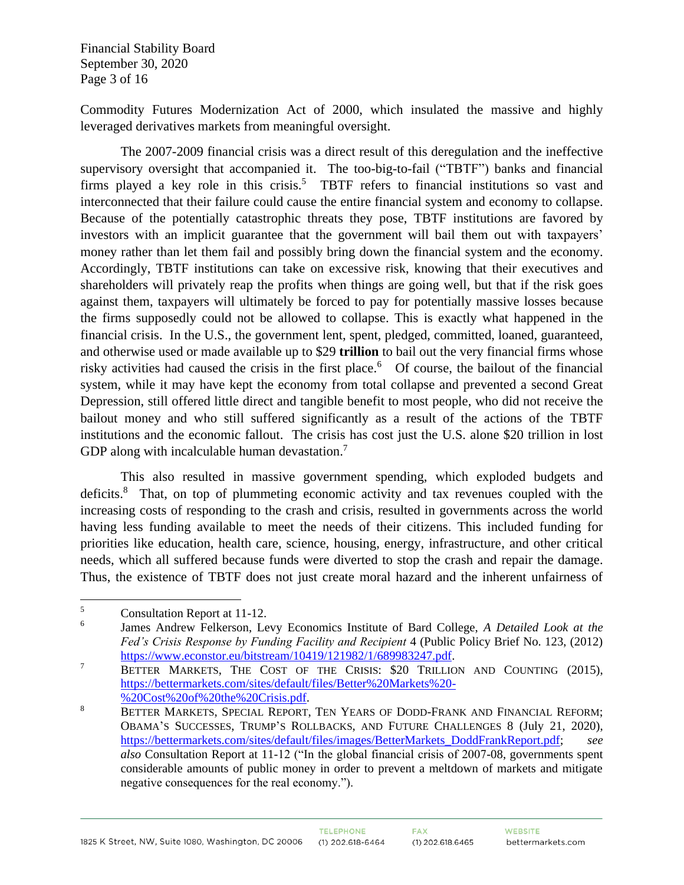Commodity Futures Modernization Act of 2000, which insulated the massive and highly leveraged derivatives markets from meaningful oversight.

The 2007-2009 financial crisis was a direct result of this deregulation and the ineffective supervisory oversight that accompanied it. The too-big-to-fail ("TBTF") banks and financial firms played a key role in this crisis.[5] TBTF refers to financial institutions so vast and interconnected that their failure could cause the entire financial system and economy to collapse. Because of the potentially catastrophic threats they pose, TBTF institutions are favored by investors with an implicit guarantee that the government will bail them out with taxpayers' money rather than let them fail and possibly bring down the financial system and the economy. Accordingly, TBTF institutions can take on excessive risk, knowing that their executives and shareholders will privately reap the profits when things are going well, but that if the risk goes against them, taxpayers will ultimately be forced to pay for potentially massive losses because the firms supposedly could not be allowed to collapse. This is exactly what happened in the financial crisis. In the U.S., the government lent, spent, pledged, committed, loaned, guaranteed, and otherwise used or made available up to $29 **trillion** to bail out the very financial firms whose risky activities had caused the crisis in the first place.[6] Of course, the bailout of the financial system, while it may have kept the economy from total collapse and prevented a second Great Depression, still offered little direct and tangible benefit to most people, who did not receive the bailout money and who still suffered significantly as a result of the actions of the TBTF institutions and the economic fallout. The crisis has cost just the U.S. alone $20 trillion in lost GDP along with incalculable human devastation.[7]

This also resulted in massive government spending, which exploded budgets and deficits.[8] That, on top of plummeting economic activity and tax revenues coupled with the increasing costs of responding to the crash and crisis, resulted in governments across the world having less funding available to meet the needs of their citizens. This included funding for priorities like education, health care, science, housing, energy, infrastructure, and other critical needs, which all suffered because funds were diverted to stop the crash and repair the damage. Thus, the existence of TBTF does not just create moral hazard and the inherent unfairness of

---

[5] Consultation Report at 11-12.

[6] James Andrew Felkerson, Levy Economics Institute of Bard College, *A Detailed Look at the Fed's Crisis Response by Funding Facility and Recipient* 4 (Public Policy Brief No. 123, (2012) https://www.econstor.eu/bitstream/10419/121982/1/689983247.pdf.

[7] BETTER MARKETS, THE COST OF THE CRISIS: $20 TRILLION AND COUNTING (2015), https://bettermarkets.com/sites/default/files/Better%20Markets%20-%20Cost%20of%20the%20Crisis.pdf.

[8] BETTER MARKETS, SPECIAL REPORT, TEN YEARS OF DODD-FRANK AND FINANCIAL REFORM; OBAMA'S SUCCESSES, TRUMP'S ROLLBACKS, AND FUTURE CHALLENGES 8 (July 21, 2020), https://bettermarkets.com/sites/default/files/images/BetterMarkets_DoddFrankReport.pdf; *see also* Consultation Report at 11-12 ("In the global financial crisis of 2007-08, governments spent considerable amounts of public money in order to prevent a meltdown of markets and mitigate negative consequences for the real economy.").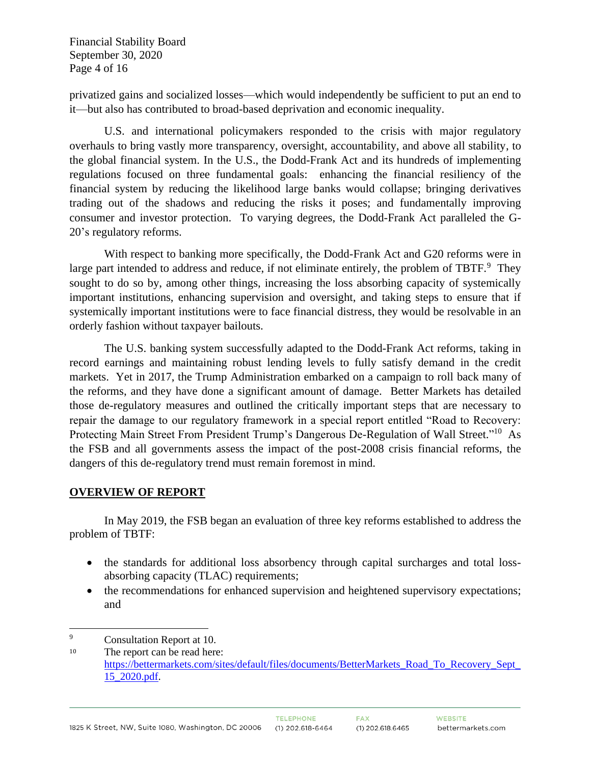privatized gains and socialized losses—which would independently be sufficient to put an end to it—but also has contributed to broad-based deprivation and economic inequality.

U.S. and international policymakers responded to the crisis with major regulatory overhauls to bring vastly more transparency, oversight, accountability, and above all stability, to the global financial system. In the U.S., the Dodd-Frank Act and its hundreds of implementing regulations focused on three fundamental goals: enhancing the financial resiliency of the financial system by reducing the likelihood large banks would collapse; bringing derivatives trading out of the shadows and reducing the risks it poses; and fundamentally improving consumer and investor protection. To varying degrees, the Dodd-Frank Act paralleled the G-20's regulatory reforms.

With respect to banking more specifically, the Dodd-Frank Act and G20 reforms were in large part intended to address and reduce, if not eliminate entirely, the problem of TBTF.[9] They sought to do so by, among other things, increasing the loss absorbing capacity of systemically important institutions, enhancing supervision and oversight, and taking steps to ensure that if systemically important institutions were to face financial distress, they would be resolvable in an orderly fashion without taxpayer bailouts.

The U.S. banking system successfully adapted to the Dodd-Frank Act reforms, taking in record earnings and maintaining robust lending levels to fully satisfy demand in the credit markets. Yet in 2017, the Trump Administration embarked on a campaign to roll back many of the reforms, and they have done a significant amount of damage. Better Markets has detailed those de-regulatory measures and outlined the critically important steps that are necessary to repair the damage to our regulatory framework in a special report entitled "Road to Recovery: Protecting Main Street From President Trump's Dangerous De-Regulation of Wall Street."[10] As the FSB and all governments assess the impact of the post-2008 crisis financial reforms, the dangers of this de-regulatory trend must remain foremost in mind.

## OVERVIEW OF REPORT

In May 2019, the FSB began an evaluation of three key reforms established to address the problem of TBTF:

- the standards for additional loss absorbency through capital surcharges and total loss-absorbing capacity (TLAC) requirements;
- the recommendations for enhanced supervision and heightened supervisory expectations; and

---

[9] Consultation Report at 10.

[10] The report can be read here: https://bettermarkets.com/sites/default/files/documents/BetterMarkets_Road_To_Recovery_Sept_15_2020.pdf.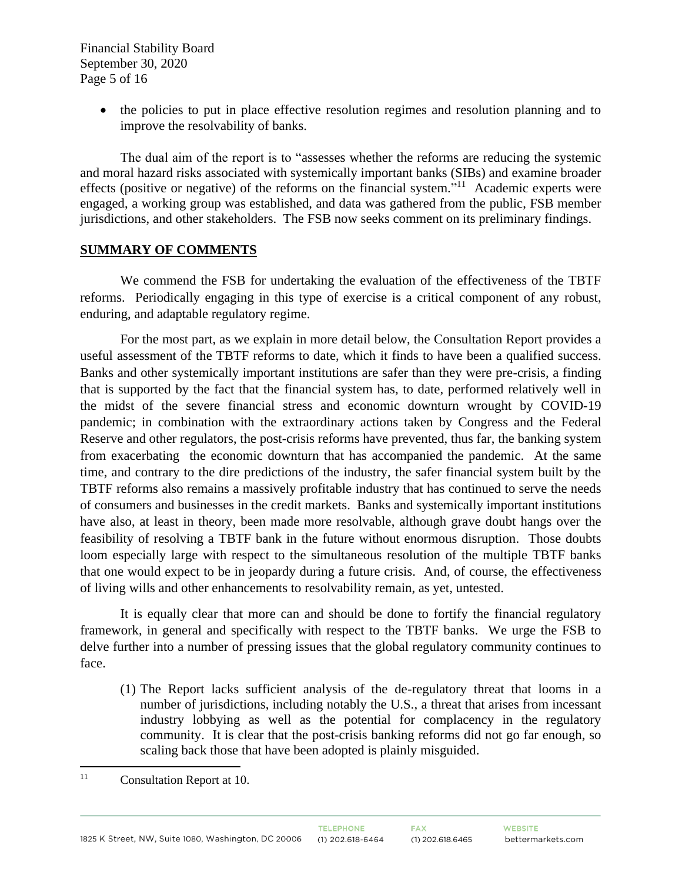- the policies to put in place effective resolution regimes and resolution planning and to improve the resolvability of banks.

The dual aim of the report is to "assesses whether the reforms are reducing the systemic and moral hazard risks associated with systemically important banks (SIBs) and examine broader effects (positive or negative) of the reforms on the financial system."[11] Academic experts were engaged, a working group was established, and data was gathered from the public, FSB member jurisdictions, and other stakeholders. The FSB now seeks comment on its preliminary findings.

## SUMMARY OF COMMENTS

We commend the FSB for undertaking the evaluation of the effectiveness of the TBTF reforms. Periodically engaging in this type of exercise is a critical component of any robust, enduring, and adaptable regulatory regime.

For the most part, as we explain in more detail below, the Consultation Report provides a useful assessment of the TBTF reforms to date, which it finds to have been a qualified success. Banks and other systemically important institutions are safer than they were pre-crisis, a finding that is supported by the fact that the financial system has, to date, performed relatively well in the midst of the severe financial stress and economic downturn wrought by COVID-19 pandemic; in combination with the extraordinary actions taken by Congress and the Federal Reserve and other regulators, the post-crisis reforms have prevented, thus far, the banking system from exacerbating the economic downturn that has accompanied the pandemic. At the same time, and contrary to the dire predictions of the industry, the safer financial system built by the TBTF reforms also remains a massively profitable industry that has continued to serve the needs of consumers and businesses in the credit markets. Banks and systemically important institutions have also, at least in theory, been made more resolvable, although grave doubt hangs over the feasibility of resolving a TBTF bank in the future without enormous disruption. Those doubts loom especially large with respect to the simultaneous resolution of the multiple TBTF banks that one would expect to be in jeopardy during a future crisis. And, of course, the effectiveness of living wills and other enhancements to resolvability remain, as yet, untested.

It is equally clear that more can and should be done to fortify the financial regulatory framework, in general and specifically with respect to the TBTF banks. We urge the FSB to delve further into a number of pressing issues that the global regulatory community continues to face.

(1) The Report lacks sufficient analysis of the de-regulatory threat that looms in a number of jurisdictions, including notably the U.S., a threat that arises from incessant industry lobbying as well as the potential for complacency in the regulatory community. It is clear that the post-crisis banking reforms did not go far enough, so scaling back those that have been adopted is plainly misguided.

[11] Consultation Report at 10.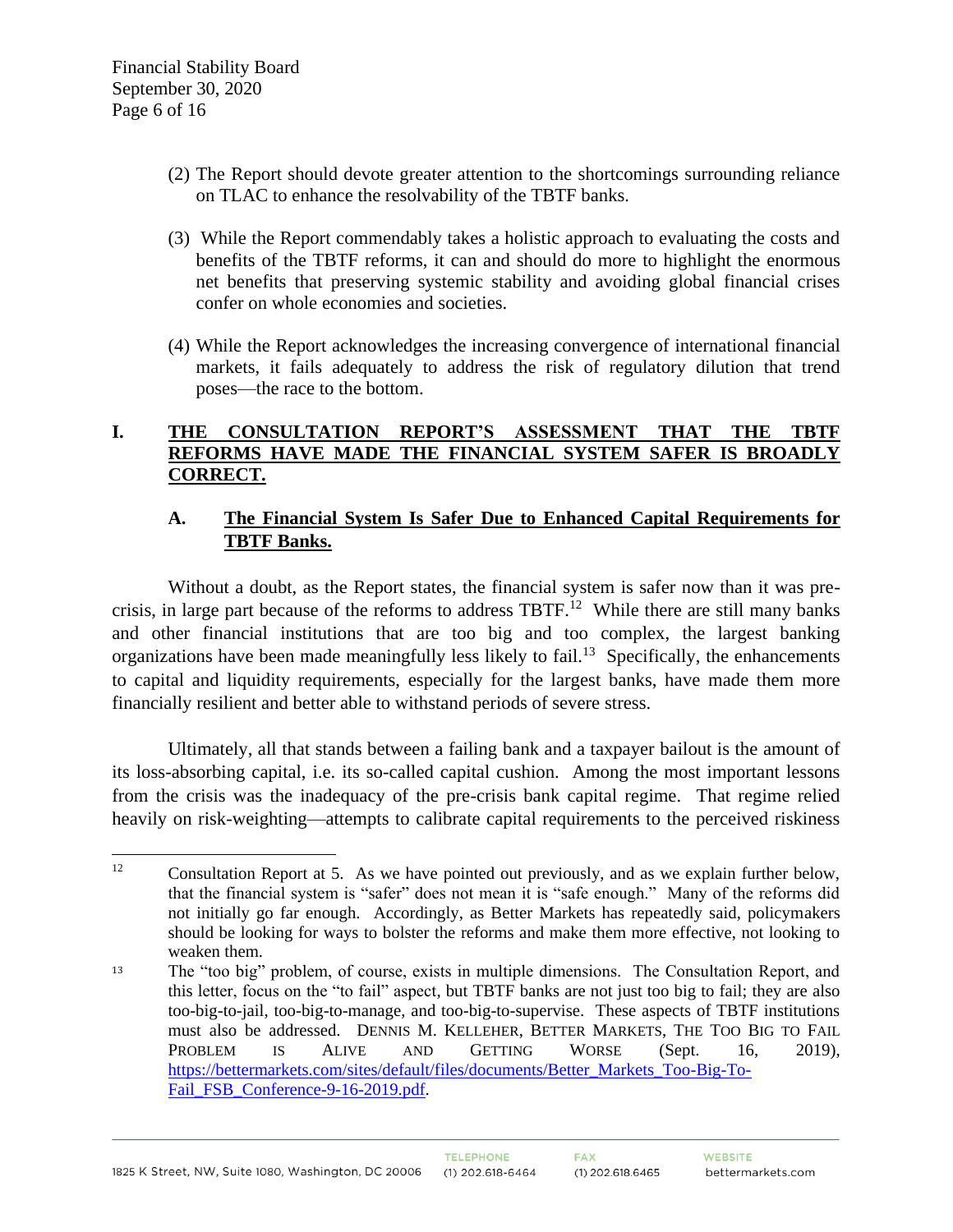(2) The Report should devote greater attention to the shortcomings surrounding reliance on TLAC to enhance the resolvability of the TBTF banks.

(3) While the Report commendably takes a holistic approach to evaluating the costs and benefits of the TBTF reforms, it can and should do more to highlight the enormous net benefits that preserving systemic stability and avoiding global financial crises confer on whole economies and societies.

(4) While the Report acknowledges the increasing convergence of international financial markets, it fails adequately to address the risk of regulatory dilution that trend poses—the race to the bottom.

## I. THE CONSULTATION REPORT'S ASSESSMENT THAT THE TBTF REFORMS HAVE MADE THE FINANCIAL SYSTEM SAFER IS BROADLY CORRECT.

### A. The Financial System Is Safer Due to Enhanced Capital Requirements for TBTF Banks.

Without a doubt, as the Report states, the financial system is safer now than it was pre-crisis, in large part because of the reforms to address TBTF.[12] While there are still many banks and other financial institutions that are too big and too complex, the largest banking organizations have been made meaningfully less likely to fail.[13] Specifically, the enhancements to capital and liquidity requirements, especially for the largest banks, have made them more financially resilient and better able to withstand periods of severe stress.

Ultimately, all that stands between a failing bank and a taxpayer bailout is the amount of its loss-absorbing capital, i.e. its so-called capital cushion. Among the most important lessons from the crisis was the inadequacy of the pre-crisis bank capital regime. That regime relied heavily on risk-weighting—attempts to calibrate capital requirements to the perceived riskiness

---

[12] Consultation Report at 5. As we have pointed out previously, and as we explain further below, that the financial system is "safer" does not mean it is "safe enough." Many of the reforms did not initially go far enough. Accordingly, as Better Markets has repeatedly said, policymakers should be looking for ways to bolster the reforms and make them more effective, not looking to weaken them.

[13] The "too big" problem, of course, exists in multiple dimensions. The Consultation Report, and this letter, focus on the "to fail" aspect, but TBTF banks are not just too big to fail; they are also too-big-to-jail, too-big-to-manage, and too-big-to-supervise. These aspects of TBTF institutions must also be addressed. DENNIS M. KELLEHER, BETTER MARKETS, THE TOO BIG TO FAIL PROBLEM IS ALIVE AND GETTING WORSE (Sept. 16, 2019), https://bettermarkets.com/sites/default/files/documents/Better_Markets_Too-Big-To-Fail_FSB_Conference-9-16-2019.pdf.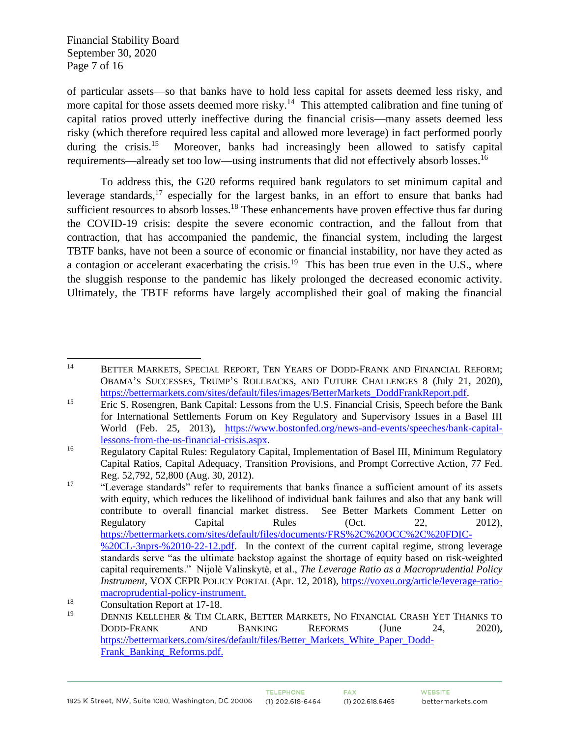of particular assets—so that banks have to hold less capital for assets deemed less risky, and more capital for those assets deemed more risky.[14] This attempted calibration and fine tuning of capital ratios proved utterly ineffective during the financial crisis—many assets deemed less risky (which therefore required less capital and allowed more leverage) in fact performed poorly during the crisis.[15] Moreover, banks had increasingly been allowed to satisfy capital requirements—already set too low—using instruments that did not effectively absorb losses.[16]

To address this, the G20 reforms required bank regulators to set minimum capital and leverage standards,[17] especially for the largest banks, in an effort to ensure that banks had sufficient resources to absorb losses.[18] These enhancements have proven effective thus far during the COVID-19 crisis: despite the severe economic contraction, and the fallout from that contraction, that has accompanied the pandemic, the financial system, including the largest TBTF banks, have not been a source of economic or financial instability, nor have they acted as a contagion or accelerant exacerbating the crisis.[19] This has been true even in the U.S., where the sluggish response to the pandemic has likely prolonged the decreased economic activity. Ultimately, the TBTF reforms have largely accomplished their goal of making the financial

---

[14] BETTER MARKETS, SPECIAL REPORT, TEN YEARS OF DODD-FRANK AND FINANCIAL REFORM; OBAMA'S SUCCESSES, TRUMP'S ROLLBACKS, AND FUTURE CHALLENGES 8 (July 21, 2020), https://bettermarkets.com/sites/default/files/images/BetterMarkets_DoddFrankReport.pdf.

[15] Eric S. Rosengren, Bank Capital: Lessons from the U.S. Financial Crisis, Speech before the Bank for International Settlements Forum on Key Regulatory and Supervisory Issues in a Basel III World (Feb. 25, 2013), https://www.bostonfed.org/news-and-events/speeches/bank-capital-lessons-from-the-us-financial-crisis.aspx.

[16] Regulatory Capital Rules: Regulatory Capital, Implementation of Basel III, Minimum Regulatory Capital Ratios, Capital Adequacy, Transition Provisions, and Prompt Corrective Action, 77 Fed. Reg. 52,792, 52,800 (Aug. 30, 2012).

[17] "Leverage standards" refer to requirements that banks finance a sufficient amount of its assets with equity, which reduces the likelihood of individual bank failures and also that any bank will contribute to overall financial market distress. See Better Markets Comment Letter on Regulatory Capital Rules (Oct. 22, 2012), https://bettermarkets.com/sites/default/files/documents/FRS%2C%20OCC%2C%20FDIC-%20CL-3nprs-%2010-22-12.pdf. In the context of the current capital regime, strong leverage standards serve "as the ultimate backstop against the shortage of equity based on risk-weighted capital requirements." Nijolė Valinskytė, et al., *The Leverage Ratio as a Macroprudential Policy Instrument*, VOX CEPR POLICY PORTAL (Apr. 12, 2018), https://voxeu.org/article/leverage-ratio-macroprudential-policy-instrument.

[18] Consultation Report at 17-18.

[19] DENNIS KELLEHER & TIM CLARK, BETTER MARKETS, NO FINANCIAL CRASH YET THANKS TO DODD-FRANK AND BANKING REFORMS (June 24, 2020), https://bettermarkets.com/sites/default/files/Better_Markets_White_Paper_Dodd-Frank_Banking_Reforms.pdf.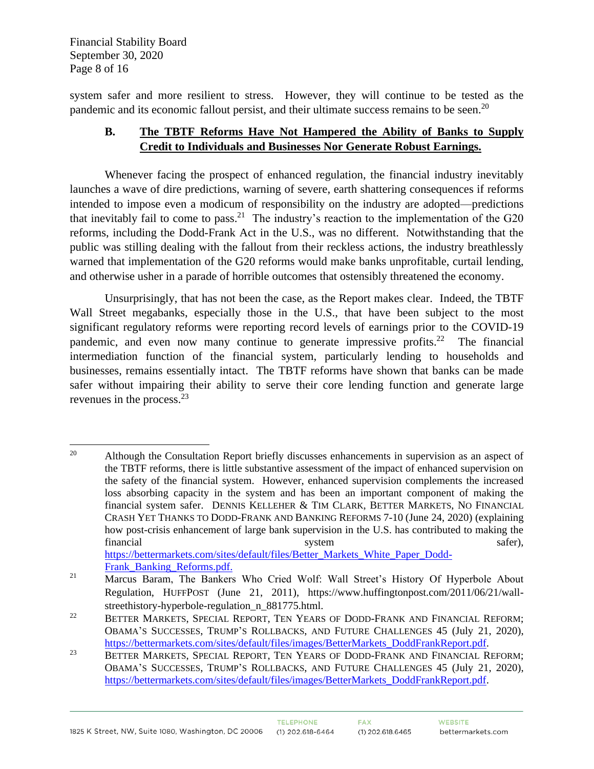system safer and more resilient to stress. However, they will continue to be tested as the pandemic and its economic fallout persist, and their ultimate success remains to be seen.[20]

### B. The TBTF Reforms Have Not Hampered the Ability of Banks to Supply Credit to Individuals and Businesses Nor Generate Robust Earnings.

Whenever facing the prospect of enhanced regulation, the financial industry inevitably launches a wave of dire predictions, warning of severe, earth shattering consequences if reforms intended to impose even a modicum of responsibility on the industry are adopted—predictions that inevitably fail to come to pass.[21] The industry's reaction to the implementation of the G20 reforms, including the Dodd-Frank Act in the U.S., was no different. Notwithstanding that the public was stilling dealing with the fallout from their reckless actions, the industry breathlessly warned that implementation of the G20 reforms would make banks unprofitable, curtail lending, and otherwise usher in a parade of horrible outcomes that ostensibly threatened the economy.

Unsurprisingly, that has not been the case, as the Report makes clear. Indeed, the TBTF Wall Street megabanks, especially those in the U.S., that have been subject to the most significant regulatory reforms were reporting record levels of earnings prior to the COVID-19 pandemic, and even now many continue to generate impressive profits.[22] The financial intermediation function of the financial system, particularly lending to households and businesses, remains essentially intact. The TBTF reforms have shown that banks can be made safer without impairing their ability to serve their core lending function and generate large revenues in the process.[23]

---

[20] Although the Consultation Report briefly discusses enhancements in supervision as an aspect of the TBTF reforms, there is little substantive assessment of the impact of enhanced supervision on the safety of the financial system. However, enhanced supervision complements the increased loss absorbing capacity in the system and has been an important component of making the financial system safer. DENNIS KELLEHER & TIM CLARK, BETTER MARKETS, NO FINANCIAL CRASH YET THANKS TO DODD-FRANK AND BANKING REFORMS 7-10 (June 24, 2020) (explaining how post-crisis enhancement of large bank supervision in the U.S. has contributed to making the financial system safer), https://bettermarkets.com/sites/default/files/Better_Markets_White_Paper_Dodd-Frank_Banking_Reforms.pdf.

[21] Marcus Baram, The Bankers Who Cried Wolf: Wall Street's History Of Hyperbole About Regulation, HUFFPOST (June 21, 2011), https://www.huffingtonpost.com/2011/06/21/wall-streethistory-hyperbole-regulation_n_881775.html.

[22] BETTER MARKETS, SPECIAL REPORT, TEN YEARS OF DODD-FRANK AND FINANCIAL REFORM; OBAMA'S SUCCESSES, TRUMP'S ROLLBACKS, AND FUTURE CHALLENGES 45 (July 21, 2020), https://bettermarkets.com/sites/default/files/images/BetterMarkets_DoddFrankReport.pdf.

[23] BETTER MARKETS, SPECIAL REPORT, TEN YEARS OF DODD-FRANK AND FINANCIAL REFORM; OBAMA'S SUCCESSES, TRUMP'S ROLLBACKS, AND FUTURE CHALLENGES 45 (July 21, 2020), https://bettermarkets.com/sites/default/files/images/BetterMarkets_DoddFrankReport.pdf.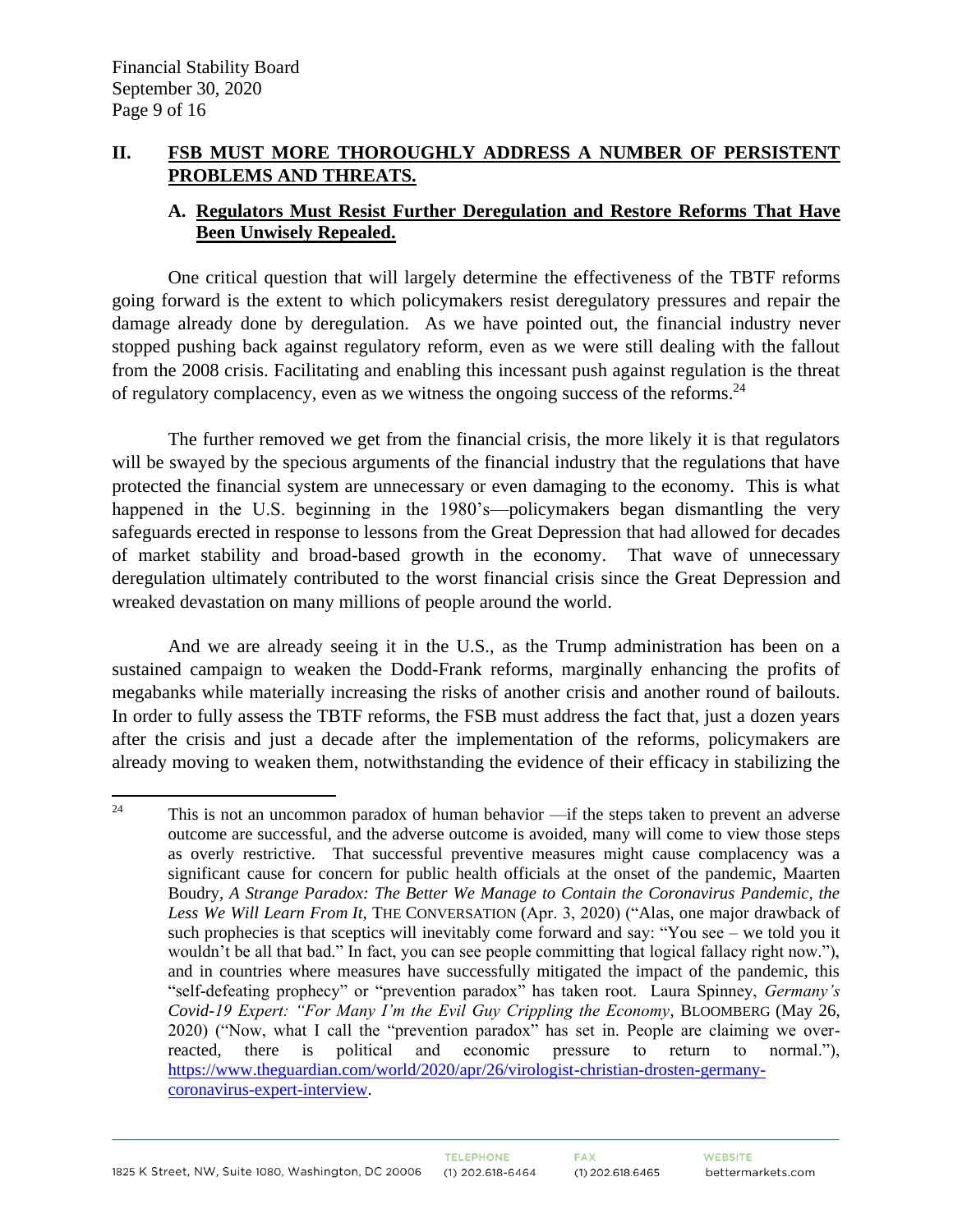## II. FSB MUST MORE THOROUGHLY ADDRESS A NUMBER OF PERSISTENT PROBLEMS AND THREATS.

### A. Regulators Must Resist Further Deregulation and Restore Reforms That Have Been Unwisely Repealed.

One critical question that will largely determine the effectiveness of the TBTF reforms going forward is the extent to which policymakers resist deregulatory pressures and repair the damage already done by deregulation. As we have pointed out, the financial industry never stopped pushing back against regulatory reform, even as we were still dealing with the fallout from the 2008 crisis. Facilitating and enabling this incessant push against regulation is the threat of regulatory complacency, even as we witness the ongoing success of the reforms.[24]

The further removed we get from the financial crisis, the more likely it is that regulators will be swayed by the specious arguments of the financial industry that the regulations that have protected the financial system are unnecessary or even damaging to the economy. This is what happened in the U.S. beginning in the 1980's—policymakers began dismantling the very safeguards erected in response to lessons from the Great Depression that had allowed for decades of market stability and broad-based growth in the economy. That wave of unnecessary deregulation ultimately contributed to the worst financial crisis since the Great Depression and wreaked devastation on many millions of people around the world.

And we are already seeing it in the U.S., as the Trump administration has been on a sustained campaign to weaken the Dodd-Frank reforms, marginally enhancing the profits of megabanks while materially increasing the risks of another crisis and another round of bailouts. In order to fully assess the TBTF reforms, the FSB must address the fact that, just a dozen years after the crisis and just a decade after the implementation of the reforms, policymakers are already moving to weaken them, notwithstanding the evidence of their efficacy in stabilizing the

---

[24] This is not an uncommon paradox of human behavior —if the steps taken to prevent an adverse outcome are successful, and the adverse outcome is avoided, many will come to view those steps as overly restrictive. That successful preventive measures might cause complacency was a significant cause for concern for public health officials at the onset of the pandemic, Maarten Boudry, *A Strange Paradox: The Better We Manage to Contain the Coronavirus Pandemic, the Less We Will Learn From It*, THE CONVERSATION (Apr. 3, 2020) ("Alas, one major drawback of such prophecies is that sceptics will inevitably come forward and say: "You see – we told you it wouldn't be all that bad." In fact, you can see people committing that logical fallacy right now."), and in countries where measures have successfully mitigated the impact of the pandemic, this "self-defeating prophecy" or "prevention paradox" has taken root. Laura Spinney, *Germany's Covid-19 Expert: "For Many I'm the Evil Guy Crippling the Economy*, BLOOMBERG (May 26, 2020) ("Now, what I call the "prevention paradox" has set in. People are claiming we over-reacted, there is political and economic pressure to return to normal."), https://www.theguardian.com/world/2020/apr/26/virologist-christian-drosten-germany-coronavirus-expert-interview.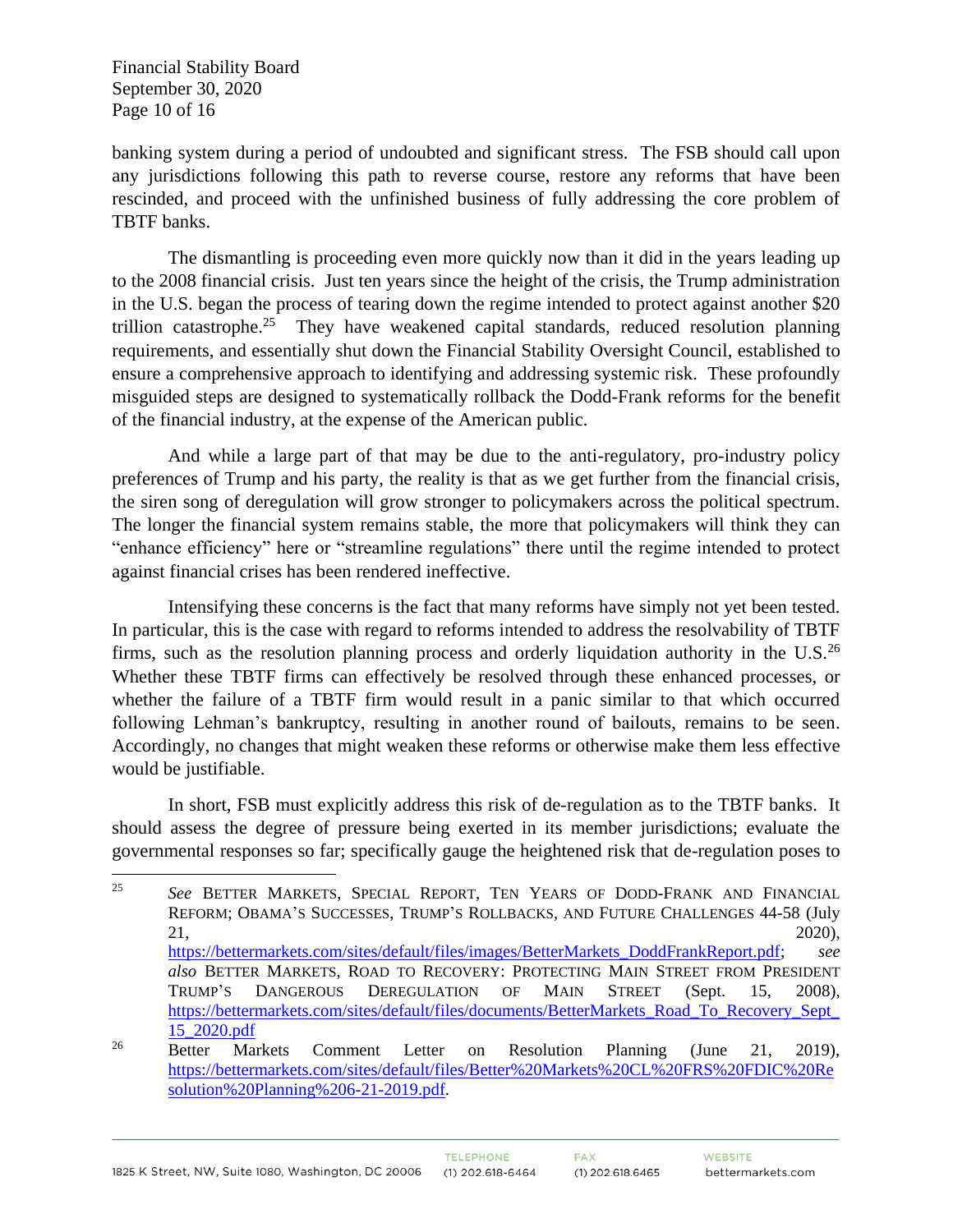banking system during a period of undoubted and significant stress. The FSB should call upon any jurisdictions following this path to reverse course, restore any reforms that have been rescinded, and proceed with the unfinished business of fully addressing the core problem of TBTF banks.

The dismantling is proceeding even more quickly now than it did in the years leading up to the 2008 financial crisis. Just ten years since the height of the crisis, the Trump administration in the U.S. began the process of tearing down the regime intended to protect against another $20 trillion catastrophe.[25] They have weakened capital standards, reduced resolution planning requirements, and essentially shut down the Financial Stability Oversight Council, established to ensure a comprehensive approach to identifying and addressing systemic risk. These profoundly misguided steps are designed to systematically rollback the Dodd-Frank reforms for the benefit of the financial industry, at the expense of the American public.

And while a large part of that may be due to the anti-regulatory, pro-industry policy preferences of Trump and his party, the reality is that as we get further from the financial crisis, the siren song of deregulation will grow stronger to policymakers across the political spectrum. The longer the financial system remains stable, the more that policymakers will think they can "enhance efficiency" here or "streamline regulations" there until the regime intended to protect against financial crises has been rendered ineffective.

Intensifying these concerns is the fact that many reforms have simply not yet been tested. In particular, this is the case with regard to reforms intended to address the resolvability of TBTF firms, such as the resolution planning process and orderly liquidation authority in the U.S.[26] Whether these TBTF firms can effectively be resolved through these enhanced processes, or whether the failure of a TBTF firm would result in a panic similar to that which occurred following Lehman's bankruptcy, resulting in another round of bailouts, remains to be seen. Accordingly, no changes that might weaken these reforms or otherwise make them less effective would be justifiable.

In short, FSB must explicitly address this risk of de-regulation as to the TBTF banks. It should assess the degree of pressure being exerted in its member jurisdictions; evaluate the governmental responses so far; specifically gauge the heightened risk that de-regulation poses to

---

[25] *See* Better Markets, Special Report, Ten Years of Dodd-Frank and Financial Reform; Obama's Successes, Trump's Rollbacks, and Future Challenges 44-58 (July 21, 2020), https://bettermarkets.com/sites/default/files/images/BetterMarkets_DoddFrankReport.pdf; *see also* Better Markets, Road to Recovery: Protecting Main Street from President Trump's Dangerous Deregulation of Main Street (Sept. 15, 2008), https://bettermarkets.com/sites/default/files/documents/BetterMarkets_Road_To_Recovery_Sept_15_2020.pdf

[26] Better Markets Comment Letter on Resolution Planning (June 21, 2019), https://bettermarkets.com/sites/default/files/Better%20Markets%20CL%20FRS%20FDIC%20Resolution%20Planning%206-21-2019.pdf.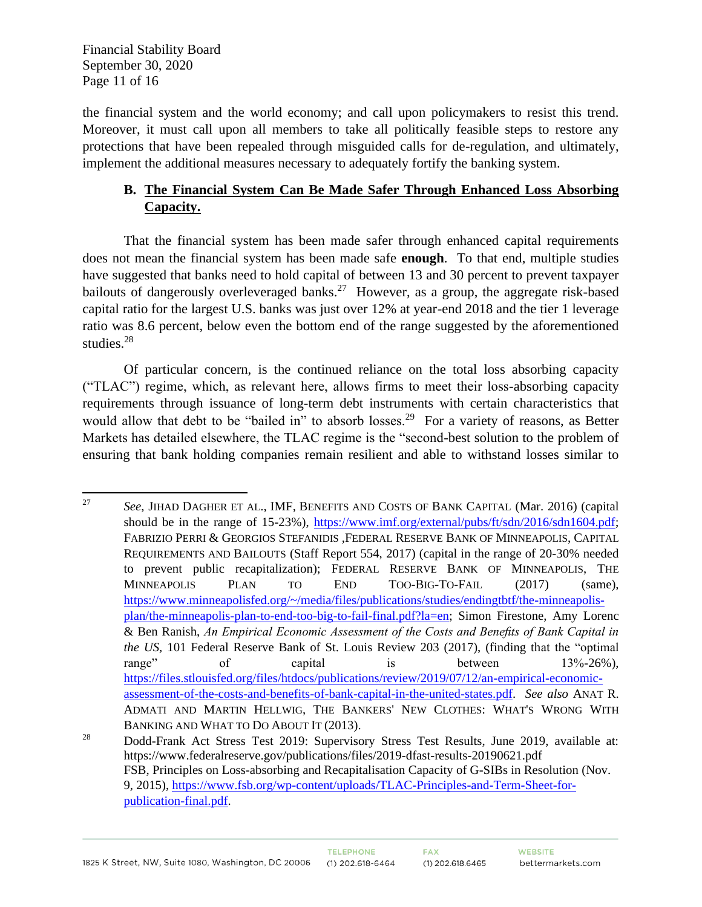the financial system and the world economy; and call upon policymakers to resist this trend. Moreover, it must call upon all members to take all politically feasible steps to restore any protections that have been repealed through misguided calls for de-regulation, and ultimately, implement the additional measures necessary to adequately fortify the banking system.

### B. The Financial System Can Be Made Safer Through Enhanced Loss Absorbing Capacity.

That the financial system has been made safer through enhanced capital requirements does not mean the financial system has been made safe **enough**. To that end, multiple studies have suggested that banks need to hold capital of between 13 and 30 percent to prevent taxpayer bailouts of dangerously overleveraged banks.[27] However, as a group, the aggregate risk-based capital ratio for the largest U.S. banks was just over 12% at year-end 2018 and the tier 1 leverage ratio was 8.6 percent, below even the bottom end of the range suggested by the aforementioned studies.[28]

Of particular concern, is the continued reliance on the total loss absorbing capacity ("TLAC") regime, which, as relevant here, allows firms to meet their loss-absorbing capacity requirements through issuance of long-term debt instruments with certain characteristics that would allow that debt to be "bailed in" to absorb losses.[29] For a variety of reasons, as Better Markets has detailed elsewhere, the TLAC regime is the "second-best solution to the problem of ensuring that bank holding companies remain resilient and able to withstand losses similar to

---

[27] *See*, JIHAD DAGHER ET AL., IMF, BENEFITS AND COSTS OF BANK CAPITAL (Mar. 2016) (capital should be in the range of 15-23%), https://www.imf.org/external/pubs/ft/sdn/2016/sdn1604.pdf; FABRIZIO PERRI & GEORGIOS STEFANIDIS ,FEDERAL RESERVE BANK OF MINNEAPOLIS, CAPITAL REQUIREMENTS AND BAILOUTS (Staff Report 554, 2017) (capital in the range of 20-30% needed to prevent public recapitalization); FEDERAL RESERVE BANK OF MINNEAPOLIS, THE MINNEAPOLIS PLAN TO END TOO-BIG-TO-FAIL (2017) (same), https://www.minneapolisfed.org/~/media/files/publications/studies/endingtbtf/the-minneapolis-plan/the-minneapolis-plan-to-end-too-big-to-fail-final.pdf?la=en; Simon Firestone, Amy Lorenc & Ben Ranish, *An Empirical Economic Assessment of the Costs and Benefits of Bank Capital in the US*, 101 Federal Reserve Bank of St. Louis Review 203 (2017), (finding that the "optimal range" of capital is between 13%-26%), https://files.stlouisfed.org/files/htdocs/publications/review/2019/07/12/an-empirical-economic-assessment-of-the-costs-and-benefits-of-bank-capital-in-the-united-states.pdf. *See also* ANAT R. ADMATI AND MARTIN HELLWIG, THE BANKERS' NEW CLOTHES: WHAT'S WRONG WITH BANKING AND WHAT TO DO ABOUT IT (2013).

[28] Dodd-Frank Act Stress Test 2019: Supervisory Stress Test Results, June 2019, available at: https://www.federalreserve.gov/publications/files/2019-dfast-results-20190621.pdf
FSB, Principles on Loss-absorbing and Recapitalisation Capacity of G-SIBs in Resolution (Nov. 9, 2015), https://www.fsb.org/wp-content/uploads/TLAC-Principles-and-Term-Sheet-for-publication-final.pdf.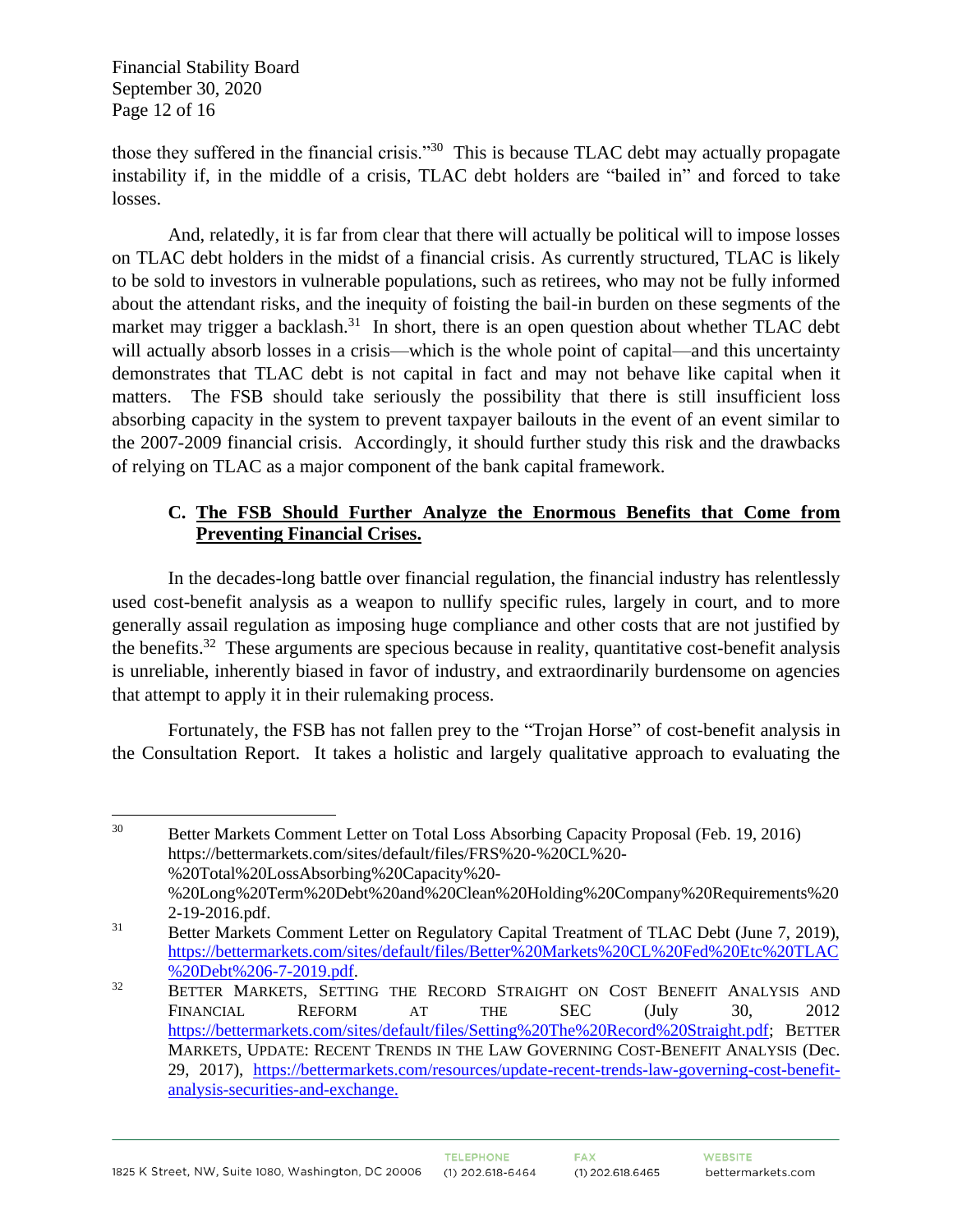those they suffered in the financial crisis."[30] This is because TLAC debt may actually propagate instability if, in the middle of a crisis, TLAC debt holders are "bailed in" and forced to take losses.

And, relatedly, it is far from clear that there will actually be political will to impose losses on TLAC debt holders in the midst of a financial crisis. As currently structured, TLAC is likely to be sold to investors in vulnerable populations, such as retirees, who may not be fully informed about the attendant risks, and the inequity of foisting the bail-in burden on these segments of the market may trigger a backlash.[31] In short, there is an open question about whether TLAC debt will actually absorb losses in a crisis—which is the whole point of capital—and this uncertainty demonstrates that TLAC debt is not capital in fact and may not behave like capital when it matters. The FSB should take seriously the possibility that there is still insufficient loss absorbing capacity in the system to prevent taxpayer bailouts in the event of an event similar to the 2007-2009 financial crisis. Accordingly, it should further study this risk and the drawbacks of relying on TLAC as a major component of the bank capital framework.

### C. <u>The FSB Should Further Analyze the Enormous Benefits that Come from Preventing Financial Crises.</u>

In the decades-long battle over financial regulation, the financial industry has relentlessly used cost-benefit analysis as a weapon to nullify specific rules, largely in court, and to more generally assail regulation as imposing huge compliance and other costs that are not justified by the benefits.[32] These arguments are specious because in reality, quantitative cost-benefit analysis is unreliable, inherently biased in favor of industry, and extraordinarily burdensome on agencies that attempt to apply it in their rulemaking process.

Fortunately, the FSB has not fallen prey to the "Trojan Horse" of cost-benefit analysis in the Consultation Report. It takes a holistic and largely qualitative approach to evaluating the

---

[30] Better Markets Comment Letter on Total Loss Absorbing Capacity Proposal (Feb. 19, 2016) https://bettermarkets.com/sites/default/files/FRS%20-%20CL%20-%20Total%20LossAbsorbing%20Capacity%20-%20Long%20Term%20Debt%20and%20Clean%20Holding%20Company%20Requirements%202-19-2016.pdf.

[31] Better Markets Comment Letter on Regulatory Capital Treatment of TLAC Debt (June 7, 2019), https://bettermarkets.com/sites/default/files/Better%20Markets%20CL%20Fed%20Etc%20TLAC%20Debt%206-7-2019.pdf.

[32] BETTER MARKETS, SETTING THE RECORD STRAIGHT ON COST BENEFIT ANALYSIS AND FINANCIAL REFORM AT THE SEC (July 30, 2012 https://bettermarkets.com/sites/default/files/Setting%20The%20Record%20Straight.pdf; BETTER MARKETS, UPDATE: RECENT TRENDS IN THE LAW GOVERNING COST-BENEFIT ANALYSIS (Dec. 29, 2017), https://bettermarkets.com/resources/update-recent-trends-law-governing-cost-benefit-analysis-securities-and-exchange.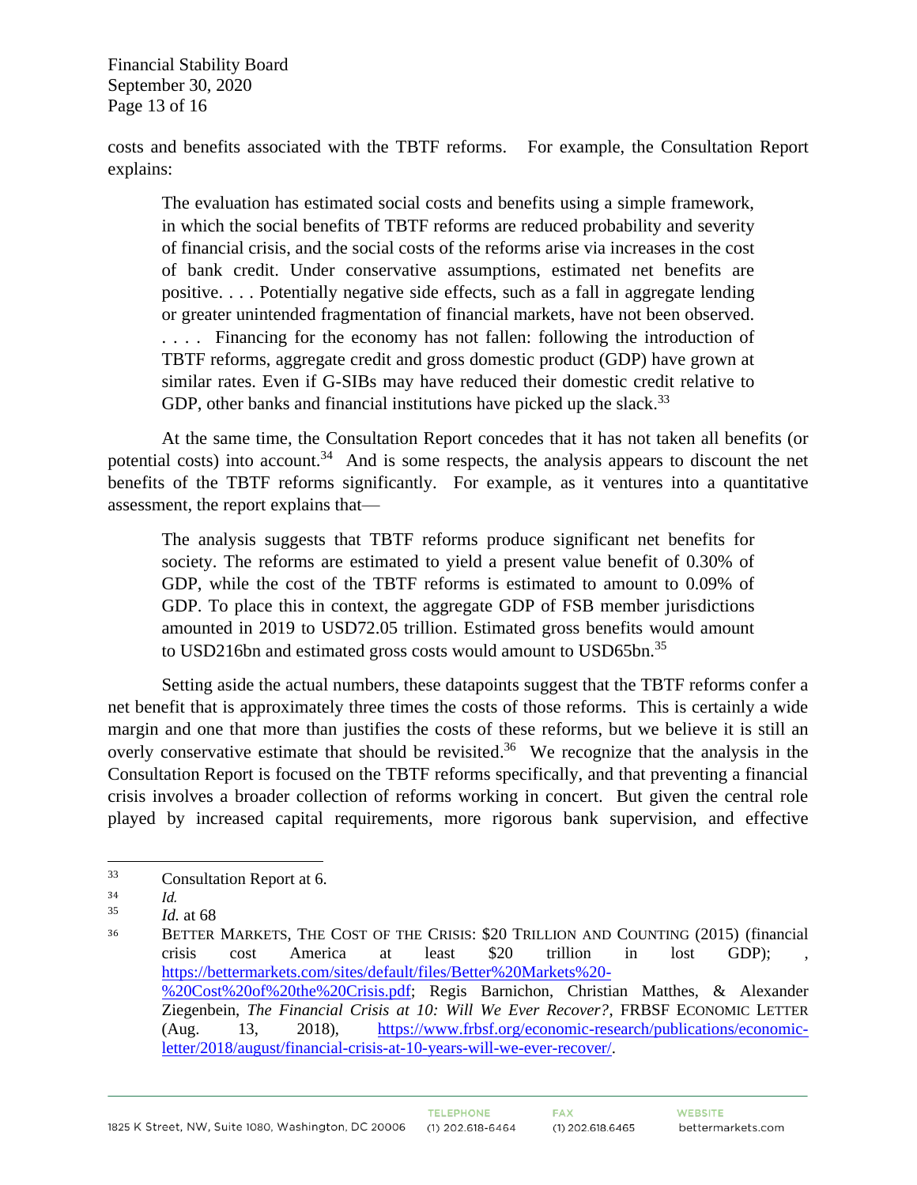costs and benefits associated with the TBTF reforms. For example, the Consultation Report explains:

> The evaluation has estimated social costs and benefits using a simple framework, in which the social benefits of TBTF reforms are reduced probability and severity of financial crisis, and the social costs of the reforms arise via increases in the cost of bank credit. Under conservative assumptions, estimated net benefits are positive. . . . Potentially negative side effects, such as a fall in aggregate lending or greater unintended fragmentation of financial markets, have not been observed. . . . . Financing for the economy has not fallen: following the introduction of TBTF reforms, aggregate credit and gross domestic product (GDP) have grown at similar rates. Even if G-SIBs may have reduced their domestic credit relative to GDP, other banks and financial institutions have picked up the slack.[33]

At the same time, the Consultation Report concedes that it has not taken all benefits (or potential costs) into account.[34] And is some respects, the analysis appears to discount the net benefits of the TBTF reforms significantly. For example, as it ventures into a quantitative assessment, the report explains that—

> The analysis suggests that TBTF reforms produce significant net benefits for society. The reforms are estimated to yield a present value benefit of 0.30% of GDP, while the cost of the TBTF reforms is estimated to amount to 0.09% of GDP. To place this in context, the aggregate GDP of FSB member jurisdictions amounted in 2019 to USD72.05 trillion. Estimated gross benefits would amount to USD216bn and estimated gross costs would amount to USD65bn.[35]

Setting aside the actual numbers, these datapoints suggest that the TBTF reforms confer a net benefit that is approximately three times the costs of those reforms. This is certainly a wide margin and one that more than justifies the costs of these reforms, but we believe it is still an overly conservative estimate that should be revisited.[36] We recognize that the analysis in the Consultation Report is focused on the TBTF reforms specifically, and that preventing a financial crisis involves a broader collection of reforms working in concert. But given the central role played by increased capital requirements, more rigorous bank supervision, and effective

---

[33] Consultation Report at 6.

[34] *Id.*

[35] *Id.* at 68

[36] BETTER MARKETS, THE COST OF THE CRISIS: $20 TRILLION AND COUNTING (2015) (financial crisis cost America at least $20 trillion in lost GDP); , https://bettermarkets.com/sites/default/files/Better%20Markets%20-%20Cost%20of%20the%20Crisis.pdf; Regis Barnichon, Christian Matthes, & Alexander Ziegenbein, *The Financial Crisis at 10: Will We Ever Recover?*, FRBSF ECONOMIC LETTER (Aug. 13, 2018), https://www.frbsf.org/economic-research/publications/economic-letter/2018/august/financial-crisis-at-10-years-will-we-ever-recover/.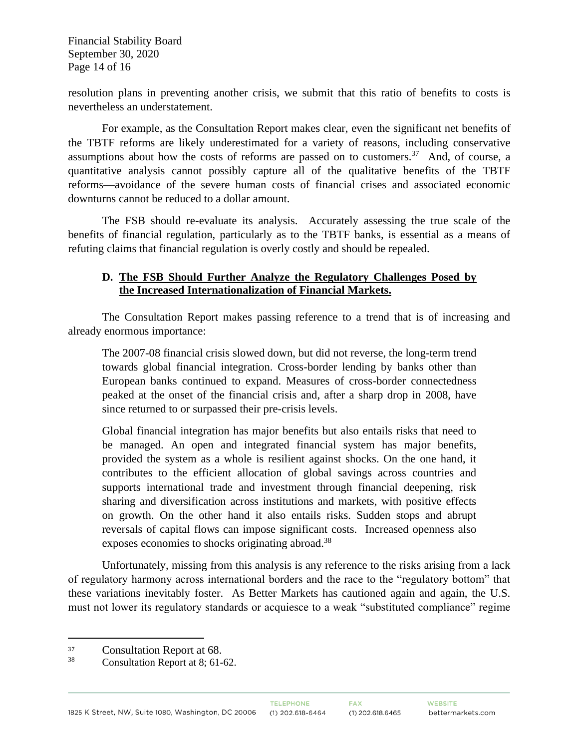resolution plans in preventing another crisis, we submit that this ratio of benefits to costs is nevertheless an understatement.

For example, as the Consultation Report makes clear, even the significant net benefits of the TBTF reforms are likely underestimated for a variety of reasons, including conservative assumptions about how the costs of reforms are passed on to customers.[37] And, of course, a quantitative analysis cannot possibly capture all of the qualitative benefits of the TBTF reforms—avoidance of the severe human costs of financial crises and associated economic downturns cannot be reduced to a dollar amount.

The FSB should re-evaluate its analysis. Accurately assessing the true scale of the benefits of financial regulation, particularly as to the TBTF banks, is essential as a means of refuting claims that financial regulation is overly costly and should be repealed.

### D. **The FSB Should Further Analyze the Regulatory Challenges Posed by the Increased Internationalization of Financial Markets.**

The Consultation Report makes passing reference to a trend that is of increasing and already enormous importance:

> The 2007-08 financial crisis slowed down, but did not reverse, the long-term trend towards global financial integration. Cross-border lending by banks other than European banks continued to expand. Measures of cross-border connectedness peaked at the onset of the financial crisis and, after a sharp drop in 2008, have since returned to or surpassed their pre-crisis levels.
>
> Global financial integration has major benefits but also entails risks that need to be managed. An open and integrated financial system has major benefits, provided the system as a whole is resilient against shocks. On the one hand, it contributes to the efficient allocation of global savings across countries and supports international trade and investment through financial deepening, risk sharing and diversification across institutions and markets, with positive effects on growth. On the other hand it also entails risks. Sudden stops and abrupt reversals of capital flows can impose significant costs. Increased openness also exposes economies to shocks originating abroad.[38]

Unfortunately, missing from this analysis is any reference to the risks arising from a lack of regulatory harmony across international borders and the race to the "regulatory bottom" that these variations inevitably foster. As Better Markets has cautioned again and again, the U.S. must not lower its regulatory standards or acquiesce to a weak "substituted compliance" regime

---

[37] Consultation Report at 68.

[38] Consultation Report at 8; 61-62.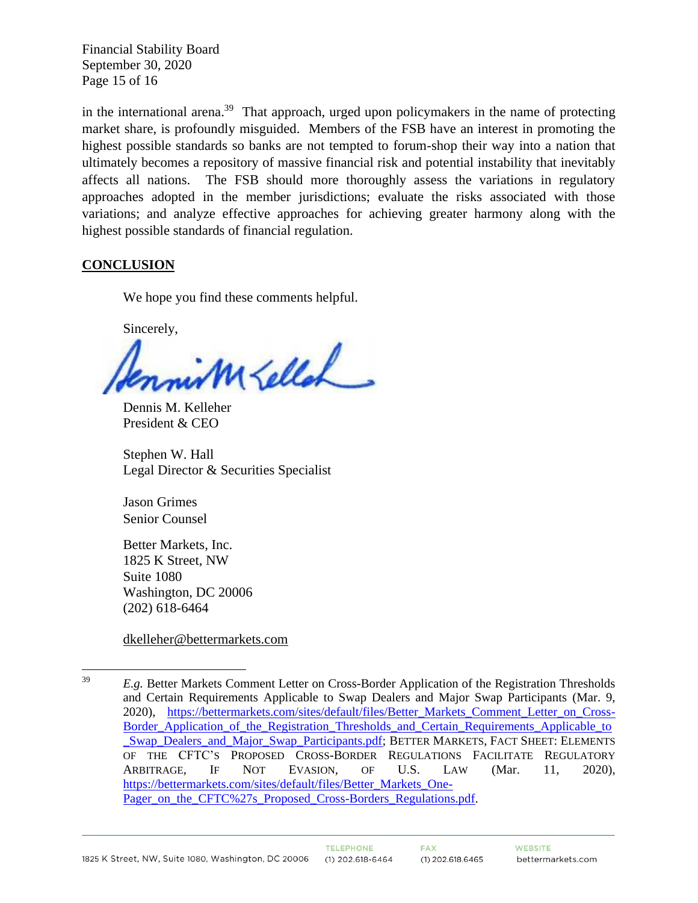in the international arena.[39] That approach, urged upon policymakers in the name of protecting market share, is profoundly misguided. Members of the FSB have an interest in promoting the highest possible standards so banks are not tempted to forum-shop their way into a nation that ultimately becomes a repository of massive financial risk and potential instability that inevitably affects all nations. The FSB should more thoroughly assess the variations in regulatory approaches adopted in the member jurisdictions; evaluate the risks associated with those variations; and analyze effective approaches for achieving greater harmony along with the highest possible standards of financial regulation.

## CONCLUSION

We hope you find these comments helpful.

Sincerely,

Dennis M. Kelleher
President & CEO

Stephen W. Hall
Legal Director & Securities Specialist

Jason Grimes
Senior Counsel

Better Markets, Inc.
1825 K Street, NW
Suite 1080
Washington, DC 20006
(202) 618-6464

dkelleher@bettermarkets.com

---

[39] *E.g.* Better Markets Comment Letter on Cross-Border Application of the Registration Thresholds and Certain Requirements Applicable to Swap Dealers and Major Swap Participants (Mar. 9, 2020), https://bettermarkets.com/sites/default/files/Better_Markets_Comment_Letter_on_Cross-Border_Application_of_the_Registration_Thresholds_and_Certain_Requirements_Applicable_to_Swap_Dealers_and_Major_Swap_Participants.pdf; BETTER MARKETS, FACT SHEET: ELEMENTS OF THE CFTC'S PROPOSED CROSS-BORDER REGULATIONS FACILITATE REGULATORY ARBITRAGE, IF NOT EVASION, OF U.S. LAW (Mar. 11, 2020), https://bettermarkets.com/sites/default/files/Better_Markets_One-Pager_on_the_CFTC%27s_Proposed_Cross-Borders_Regulations.pdf.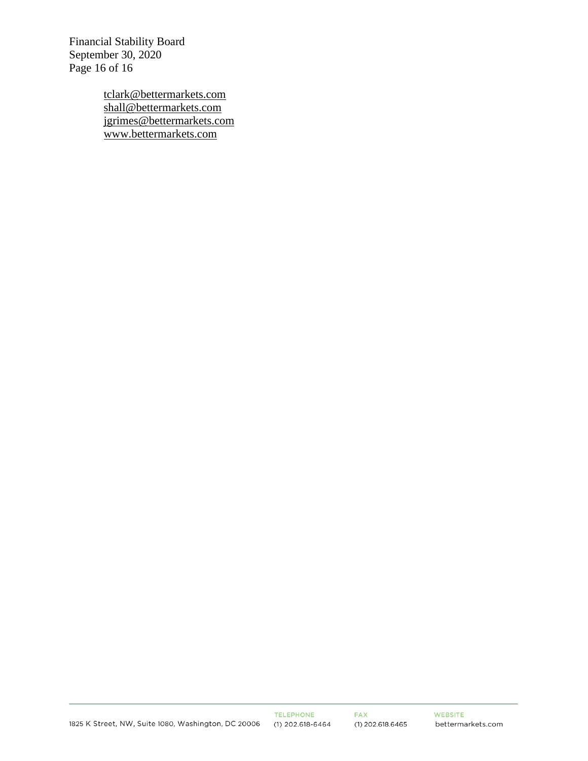tclark@bettermarkets.com
shall@bettermarkets.com
jgrimes@bettermarkets.com
www.bettermarkets.com